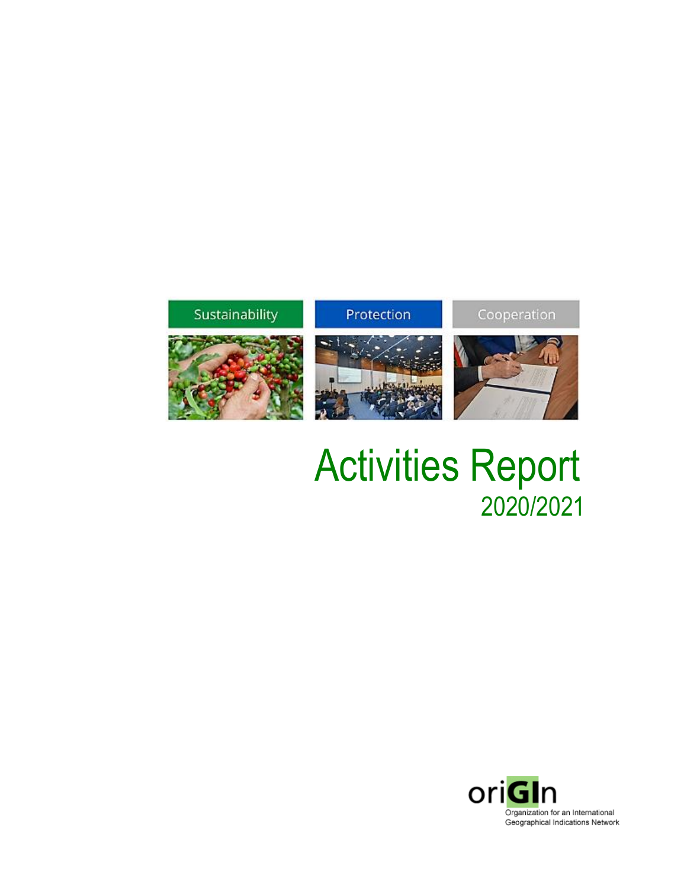Sustainability

Protection

Cooperation

# Activities Report

## 2020/2021

oriGIn

Organization for an International Geographical Indications Network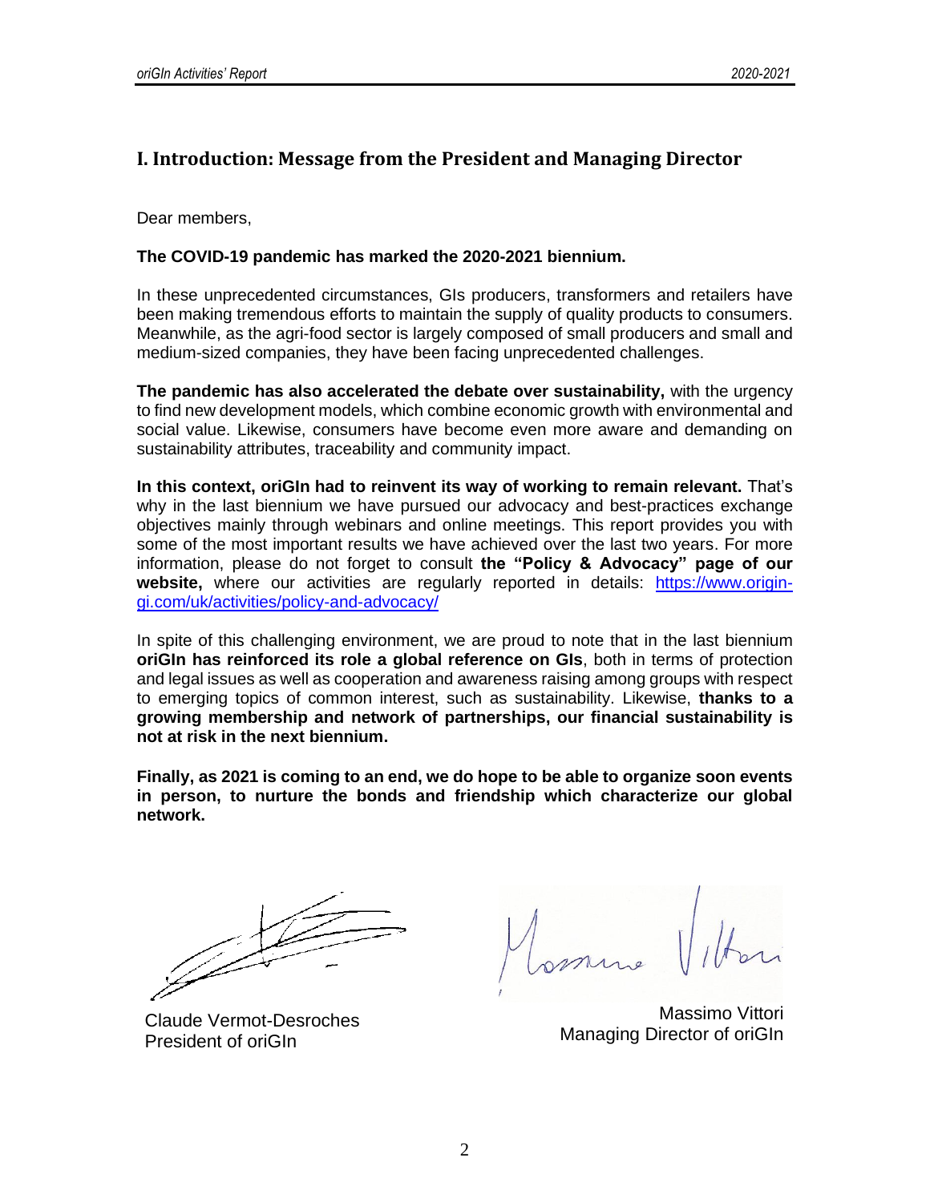# I. Introduction: Message from the President and Managing Director

Dear members,

**The COVID-19 pandemic has marked the 2020-2021 biennium.**

In these unprecedented circumstances, GIs producers, transformers and retailers have been making tremendous efforts to maintain the supply of quality products to consumers. Meanwhile, as the agri-food sector is largely composed of small producers and small and medium-sized companies, they have been facing unprecedented challenges.

**The pandemic has also accelerated the debate over sustainability,** with the urgency to find new development models, which combine economic growth with environmental and social value. Likewise, consumers have become even more aware and demanding on sustainability attributes, traceability and community impact.

**In this context, oriGIn had to reinvent its way of working to remain relevant.** That's why in the last biennium we have pursued our advocacy and best-practices exchange objectives mainly through webinars and online meetings. This report provides you with some of the most important results we have achieved over the last two years. For more information, please do not forget to consult **the "Policy & Advocacy" page of our website,** where our activities are regularly reported in details: [https://www.origin-gi.com/uk/activities/policy-and-advocacy/](https://www.origin-gi.com/uk/activities/policy-and-advocacy/)

In spite of this challenging environment, we are proud to note that in the last biennium **oriGIn has reinforced its role a global reference on GIs**, both in terms of protection and legal issues as well as cooperation and awareness raising among groups with respect to emerging topics of common interest, such as sustainability. Likewise, **thanks to a growing membership and network of partnerships, our financial sustainability is not at risk in the next biennium.**

**Finally, as 2021 is coming to an end, we do hope to be able to organize soon events in person, to nurture the bonds and friendship which characterize our global network.**

Claude Vermot-Desroches
President of oriGIn

Massimo Vittori
Managing Director of oriGIn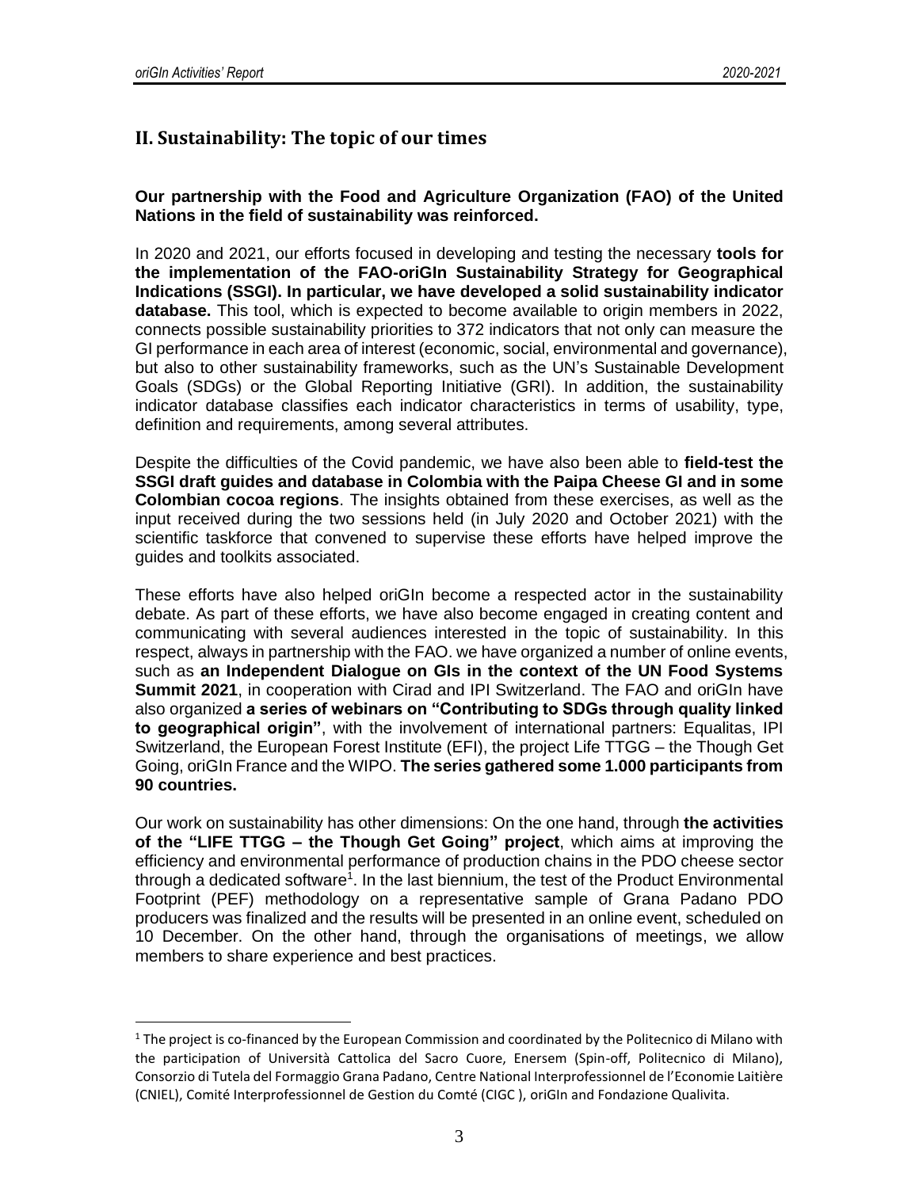## II. Sustainability: The topic of our times

**Our partnership with the Food and Agriculture Organization (FAO) of the United Nations in the field of sustainability was reinforced.**

In 2020 and 2021, our efforts focused in developing and testing the necessary **tools for the implementation of the FAO-oriGIn Sustainability Strategy for Geographical Indications (SSGI). In particular, we have developed a solid sustainability indicator database.** This tool, which is expected to become available to origin members in 2022, connects possible sustainability priorities to 372 indicators that not only can measure the GI performance in each area of interest (economic, social, environmental and governance), but also to other sustainability frameworks, such as the UN's Sustainable Development Goals (SDGs) or the Global Reporting Initiative (GRI). In addition, the sustainability indicator database classifies each indicator characteristics in terms of usability, type, definition and requirements, among several attributes.

Despite the difficulties of the Covid pandemic, we have also been able to **field-test the SSGI draft guides and database in Colombia with the Paipa Cheese GI and in some Colombian cocoa regions**. The insights obtained from these exercises, as well as the input received during the two sessions held (in July 2020 and October 2021) with the scientific taskforce that convened to supervise these efforts have helped improve the guides and toolkits associated.

These efforts have also helped oriGIn become a respected actor in the sustainability debate. As part of these efforts, we have also become engaged in creating content and communicating with several audiences interested in the topic of sustainability. In this respect, always in partnership with the FAO. we have organized a number of online events, such as **an Independent Dialogue on GIs in the context of the UN Food Systems Summit 2021**, in cooperation with Cirad and IPI Switzerland. The FAO and oriGIn have also organized **a series of webinars on "Contributing to SDGs through quality linked to geographical origin"**, with the involvement of international partners: Equalitas, IPI Switzerland, the European Forest Institute (EFI), the project Life TTGG – the Though Get Going, oriGIn France and the WIPO. **The series gathered some 1.000 participants from 90 countries.**

Our work on sustainability has other dimensions: On the one hand, through **the activities of the "LIFE TTGG – the Though Get Going" project**, which aims at improving the efficiency and environmental performance of production chains in the PDO cheese sector through a dedicated software[1]. In the last biennium, the test of the Product Environmental Footprint (PEF) methodology on a representative sample of Grana Padano PDO producers was finalized and the results will be presented in an online event, scheduled on 10 December. On the other hand, through the organisations of meetings, we allow members to share experience and best practices.

[1] The project is co-financed by the European Commission and coordinated by the Politecnico di Milano with the participation of Università Cattolica del Sacro Cuore, Enersem (Spin-off, Politecnico di Milano), Consorzio di Tutela del Formaggio Grana Padano, Centre National Interprofessionnel de l'Economie Laitière (CNIEL), Comité Interprofessionnel de Gestion du Comté (CIGC ), oriGIn and Fondazione Qualivita.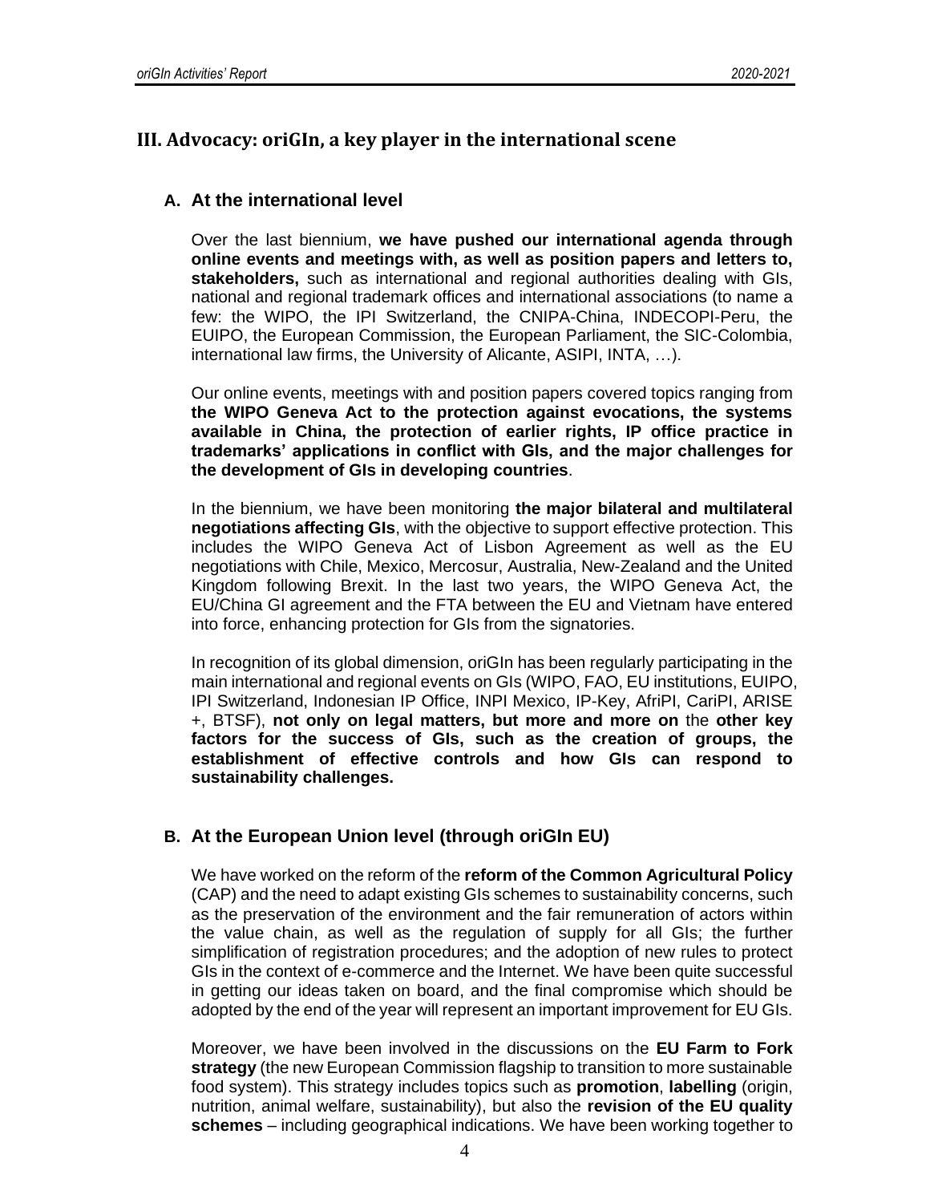## III. Advocacy: oriGIn, a key player in the international scene

### A. At the international level

Over the last biennium, **we have pushed our international agenda through online events and meetings with, as well as position papers and letters to, stakeholders,** such as international and regional authorities dealing with GIs, national and regional trademark offices and international associations (to name a few: the WIPO, the IPI Switzerland, the CNIPA-China, INDECOPI-Peru, the EUIPO, the European Commission, the European Parliament, the SIC-Colombia, international law firms, the University of Alicante, ASIPI, INTA, …).

Our online events, meetings with and position papers covered topics ranging from **the WIPO Geneva Act to the protection against evocations, the systems available in China, the protection of earlier rights, IP office practice in trademarks' applications in conflict with GIs, and the major challenges for the development of GIs in developing countries**.

In the biennium, we have been monitoring **the major bilateral and multilateral negotiations affecting GIs**, with the objective to support effective protection. This includes the WIPO Geneva Act of Lisbon Agreement as well as the EU negotiations with Chile, Mexico, Mercosur, Australia, New-Zealand and the United Kingdom following Brexit. In the last two years, the WIPO Geneva Act, the EU/China GI agreement and the FTA between the EU and Vietnam have entered into force, enhancing protection for GIs from the signatories.

In recognition of its global dimension, oriGIn has been regularly participating in the main international and regional events on GIs (WIPO, FAO, EU institutions, EUIPO, IPI Switzerland, Indonesian IP Office, INPI Mexico, IP-Key, AfriPI, CariPI, ARISE +, BTSF), **not only on legal matters, but more and more on** the **other key factors for the success of GIs, such as the creation of groups, the establishment of effective controls and how GIs can respond to sustainability challenges.**

### B. At the European Union level (through oriGIn EU)

We have worked on the reform of the **reform of the Common Agricultural Policy** (CAP) and the need to adapt existing GIs schemes to sustainability concerns, such as the preservation of the environment and the fair remuneration of actors within the value chain, as well as the regulation of supply for all GIs; the further simplification of registration procedures; and the adoption of new rules to protect GIs in the context of e-commerce and the Internet. We have been quite successful in getting our ideas taken on board, and the final compromise which should be adopted by the end of the year will represent an important improvement for EU GIs.

Moreover, we have been involved in the discussions on the **EU Farm to Fork strategy** (the new European Commission flagship to transition to more sustainable food system). This strategy includes topics such as **promotion**, **labelling** (origin, nutrition, animal welfare, sustainability), but also the **revision of the EU quality schemes** – including geographical indications. We have been working together to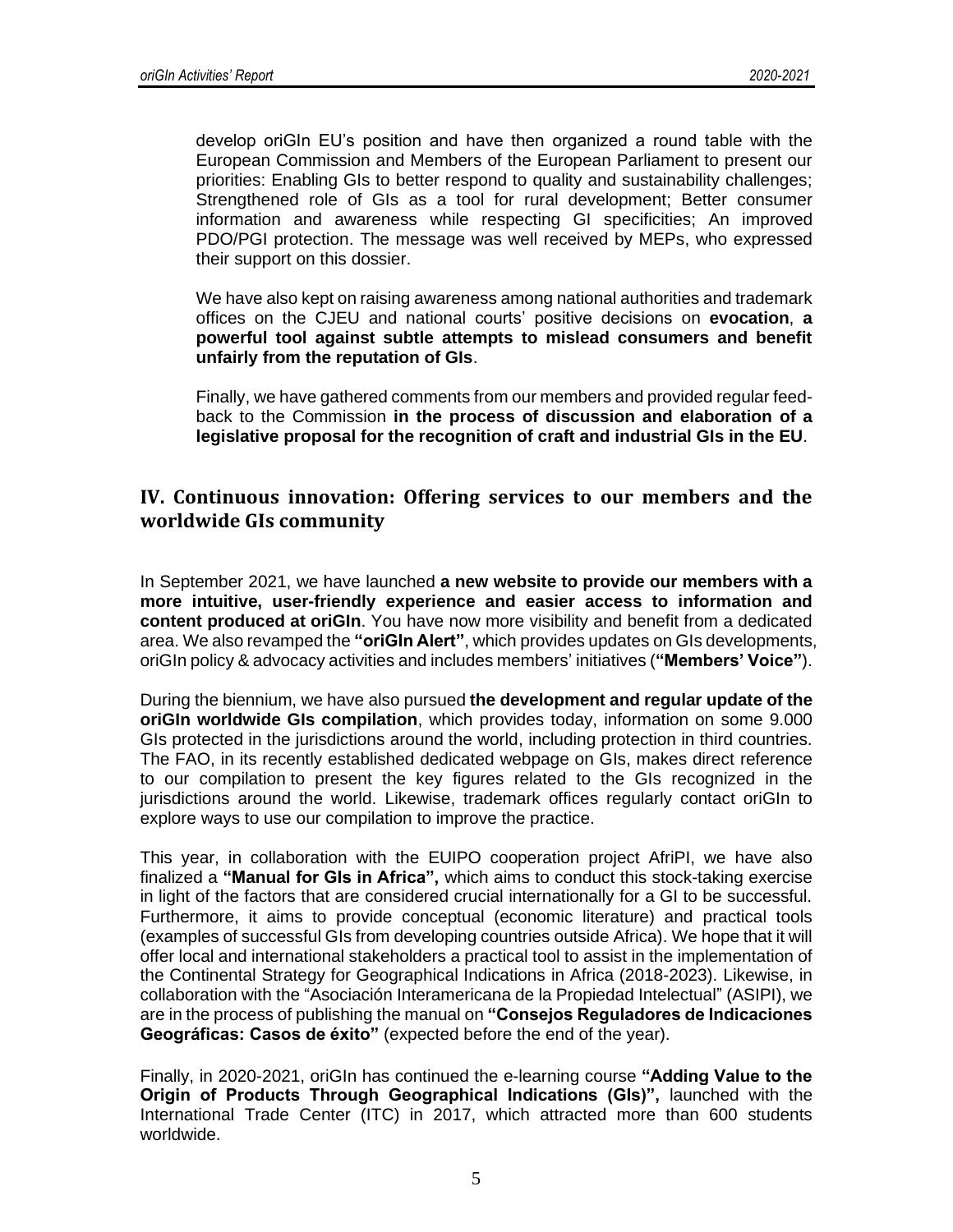develop oriGIn EU's position and have then organized a round table with the European Commission and Members of the European Parliament to present our priorities: Enabling GIs to better respond to quality and sustainability challenges; Strengthened role of GIs as a tool for rural development; Better consumer information and awareness while respecting GI specificities; An improved PDO/PGI protection. The message was well received by MEPs, who expressed their support on this dossier.

We have also kept on raising awareness among national authorities and trademark offices on the CJEU and national courts' positive decisions on **evocation**, **a powerful tool against subtle attempts to mislead consumers and benefit unfairly from the reputation of GIs**.

Finally, we have gathered comments from our members and provided regular feed-back to the Commission **in the process of discussion and elaboration of a legislative proposal for the recognition of craft and industrial GIs in the EU**.

## IV. Continuous innovation: Offering services to our members and the worldwide GIs community

In September 2021, we have launched **a new website to provide our members with a more intuitive, user-friendly experience and easier access to information and content produced at oriGIn**. You have now more visibility and benefit from a dedicated area. We also revamped the **"oriGIn Alert"**, which provides updates on GIs developments, oriGIn policy & advocacy activities and includes members' initiatives (**"Members' Voice"**).

During the biennium, we have also pursued **the development and regular update of the oriGIn worldwide GIs compilation**, which provides today, information on some 9.000 GIs protected in the jurisdictions around the world, including protection in third countries. The FAO, in its recently established dedicated webpage on GIs, makes direct reference to our compilation to present the key figures related to the GIs recognized in the jurisdictions around the world. Likewise, trademark offices regularly contact oriGIn to explore ways to use our compilation to improve the practice.

This year, in collaboration with the EUIPO cooperation project AfriPI, we have also finalized a **"Manual for GIs in Africa",** which aims to conduct this stock-taking exercise in light of the factors that are considered crucial internationally for a GI to be successful. Furthermore, it aims to provide conceptual (economic literature) and practical tools (examples of successful GIs from developing countries outside Africa). We hope that it will offer local and international stakeholders a practical tool to assist in the implementation of the Continental Strategy for Geographical Indications in Africa (2018-2023). Likewise, in collaboration with the "Asociación Interamericana de la Propiedad Intelectual" (ASIPI), we are in the process of publishing the manual on **"Consejos Reguladores de Indicaciones Geográficas: Casos de éxito"** (expected before the end of the year).

Finally, in 2020-2021, oriGIn has continued the e-learning course **"Adding Value to the Origin of Products Through Geographical Indications (GIs)",** launched with the International Trade Center (ITC) in 2017, which attracted more than 600 students worldwide.